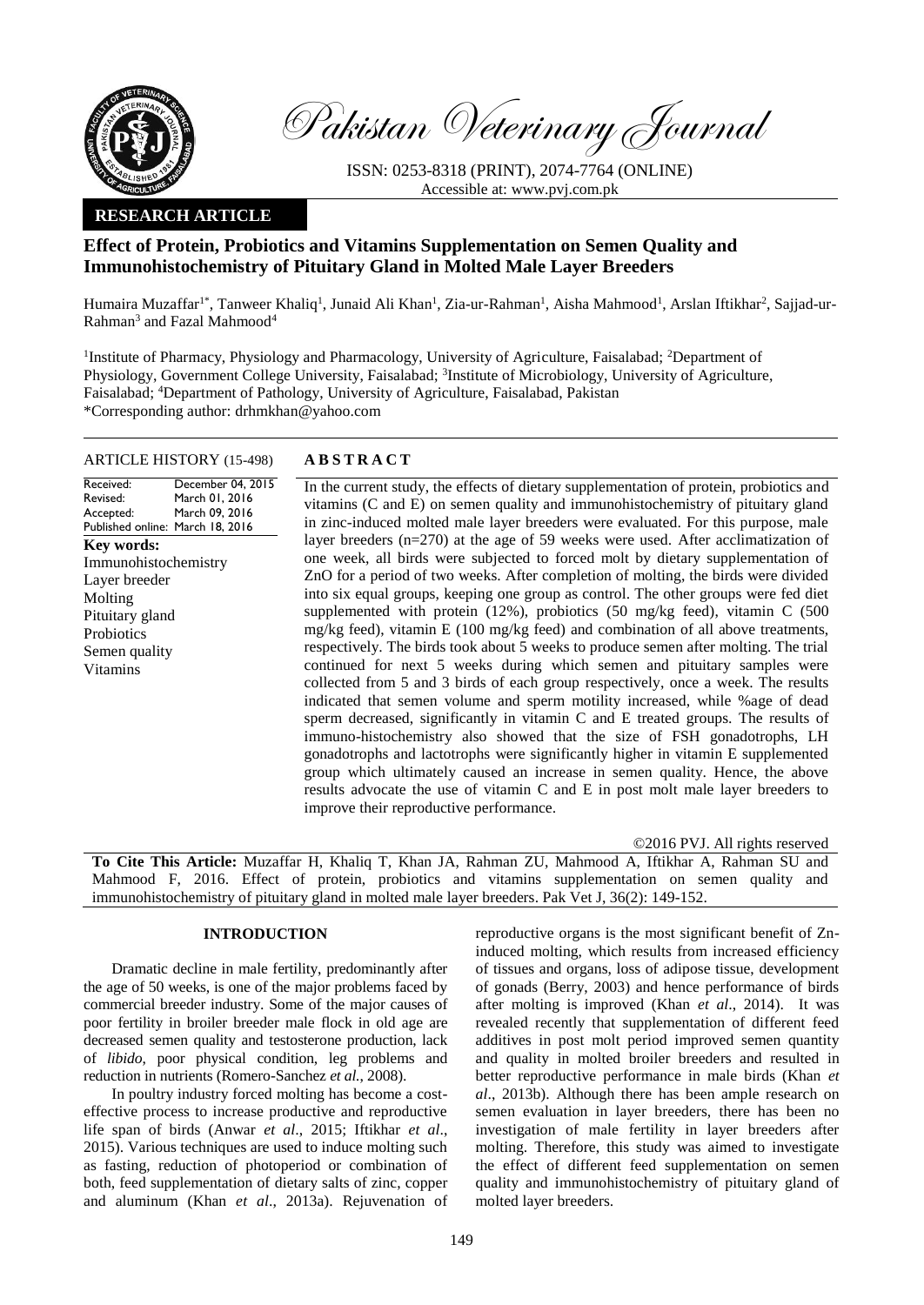Pakistan Veterinary Journal

ISSN: 0253-8318 (PRINT), 2074-7764 (ONLINE)
Accessible at: www.pvj.com.pk

**RESEARCH ARTICLE**

# Effect of Protein, Probiotics and Vitamins Supplementation on Semen Quality and Immunohistochemistry of Pituitary Gland in Molted Male Layer Breeders

Humaira Muzaffar[1*], Tanweer Khaliq[1], Junaid Ali Khan[1], Zia-ur-Rahman[1], Aisha Mahmood[1], Arslan Iftikhar[2], Sajjad-ur-Rahman[3] and Fazal Mahmood[4]

[1]Institute of Pharmacy, Physiology and Pharmacology, University of Agriculture, Faisalabad; [2]Department of Physiology, Government College University, Faisalabad; [3]Institute of Microbiology, University of Agriculture, Faisalabad; [4]Department of Pathology, University of Agriculture, Faisalabad, Pakistan
*Corresponding author: drhmkhan@yahoo.com

**ARTICLE HISTORY (15-498)**

Received: December 04, 2015
Revised: March 01, 2016
Accepted: March 09, 2016
Published online: March 18, 2016

**Key words:**
Immunohistochemistry
Layer breeder
Molting
Pituitary gland
Probiotics
Semen quality
Vitamins

**ABSTRACT**

In the current study, the effects of dietary supplementation of protein, probiotics and vitamins (C and E) on semen quality and immunohistochemistry of pituitary gland in zinc-induced molted male layer breeders were evaluated. For this purpose, male layer breeders (n=270) at the age of 59 weeks were used. After acclimatization of one week, all birds were subjected to forced molt by dietary supplementation of ZnO for a period of two weeks. After completion of molting, the birds were divided into six equal groups, keeping one group as control. The other groups were fed diet supplemented with protein (12%), probiotics (50 mg/kg feed), vitamin C (500 mg/kg feed), vitamin E (100 mg/kg feed) and combination of all above treatments, respectively. The birds took about 5 weeks to produce semen after molting. The trial continued for next 5 weeks during which semen and pituitary samples were collected from 5 and 3 birds of each group respectively, once a week. The results indicated that semen volume and sperm motility increased, while %age of dead sperm decreased, significantly in vitamin C and E treated groups. The results of immuno-histochemistry also showed that the size of FSH gonadotrophs, LH gonadotrophs and lactotrophs were significantly higher in vitamin E supplemented group which ultimately caused an increase in semen quality. Hence, the above results advocate the use of vitamin C and E in post molt male layer breeders to improve their reproductive performance.

©2016 PVJ. All rights reserved

**To Cite This Article:** Muzaffar H, Khaliq T, Khan JA, Rahman ZU, Mahmood A, Iftikhar A, Rahman SU and Mahmood F, 2016. Effect of protein, probiotics and vitamins supplementation on semen quality and immunohistochemistry of pituitary gland in molted male layer breeders. Pak Vet J, 36(2): 149-152.

## INTRODUCTION

Dramatic decline in male fertility, predominantly after the age of 50 weeks, is one of the major problems faced by commercial breeder industry. Some of the major causes of poor fertility in broiler breeder male flock in old age are decreased semen quality and testosterone production, lack of *libido*, poor physical condition, leg problems and reduction in nutrients (Romero-Sanchez *et al.,* 2008).

In poultry industry forced molting has become a cost-effective process to increase productive and reproductive life span of birds (Anwar *et al*., 2015; Iftikhar *et al*., 2015). Various techniques are used to induce molting such as fasting, reduction of photoperiod or combination of both, feed supplementation of dietary salts of zinc, copper and aluminum (Khan *et al*., 2013a). Rejuvenation of reproductive organs is the most significant benefit of Zn-induced molting, which results from increased efficiency of tissues and organs, loss of adipose tissue, development of gonads (Berry, 2003) and hence performance of birds after molting is improved (Khan *et al*., 2014). It was revealed recently that supplementation of different feed additives in post molt period improved semen quantity and quality in molted broiler breeders and resulted in better reproductive performance in male birds (Khan *et al*., 2013b). Although there has been ample research on semen evaluation in layer breeders, there has been no investigation of male fertility in layer breeders after molting. Therefore, this study was aimed to investigate the effect of different feed supplementation on semen quality and immunohistochemistry of pituitary gland of molted layer breeders.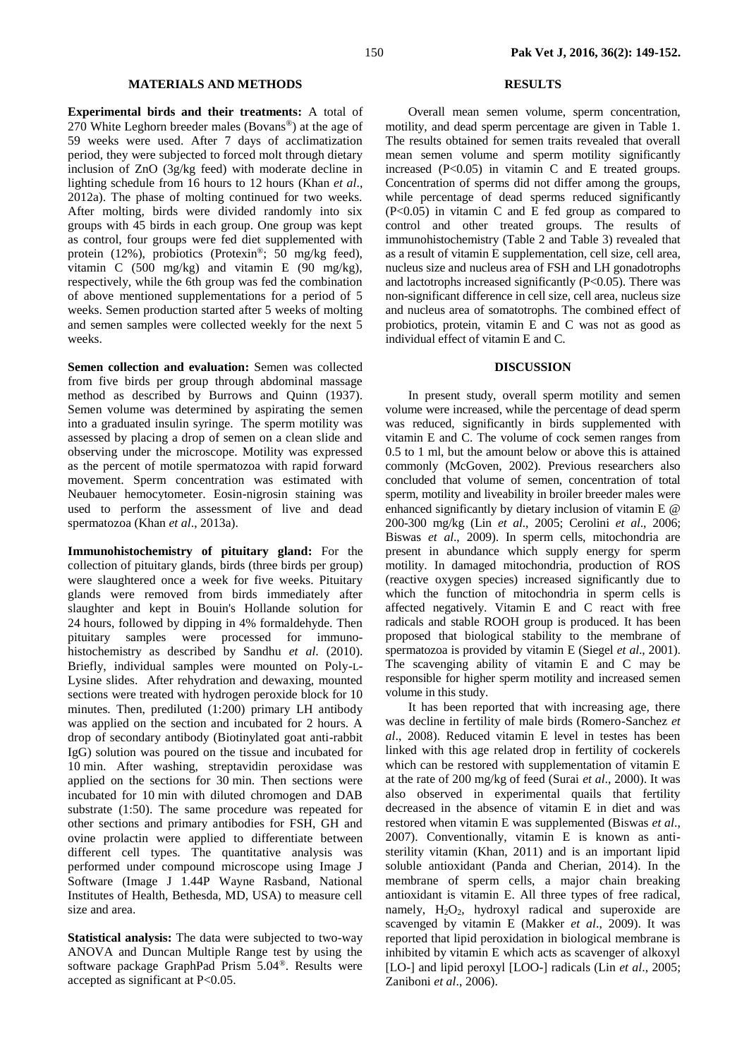## MATERIALS AND METHODS

**Experimental birds and their treatments:** A total of 270 White Leghorn breeder males (Bovans®) at the age of 59 weeks were used. After 7 days of acclimatization period, they were subjected to forced molt through dietary inclusion of ZnO (3g/kg feed) with moderate decline in lighting schedule from 16 hours to 12 hours (Khan *et al*., 2012a). The phase of molting continued for two weeks. After molting, birds were divided randomly into six groups with 45 birds in each group. One group was kept as control, four groups were fed diet supplemented with protein (12%), probiotics (Protexin®; 50 mg/kg feed), vitamin C (500 mg/kg) and vitamin E (90 mg/kg), respectively, while the 6th group was fed the combination of above mentioned supplementations for a period of 5 weeks. Semen production started after 5 weeks of molting and semen samples were collected weekly for the next 5 weeks.

**Semen collection and evaluation:** Semen was collected from five birds per group through abdominal massage method as described by Burrows and Quinn (1937). Semen volume was determined by aspirating the semen into a graduated insulin syringe. The sperm motility was assessed by placing a drop of semen on a clean slide and observing under the microscope. Motility was expressed as the percent of motile spermatozoa with rapid forward movement. Sperm concentration was estimated with Neubauer hemocytometer. Eosin-nigrosin staining was used to perform the assessment of live and dead spermatozoa (Khan *et al*., 2013a).

**Immunohistochemistry of pituitary gland:** For the collection of pituitary glands, birds (three birds per group) were slaughtered once a week for five weeks. Pituitary glands were removed from birds immediately after slaughter and kept in Bouin's Hollande solution for 24 hours, followed by dipping in 4% formaldehyde. Then pituitary samples were processed for immuno-histochemistry as described by Sandhu *et al*. (2010). Briefly, individual samples were mounted on Poly-L-Lysine slides. After rehydration and dewaxing, mounted sections were treated with hydrogen peroxide block for 10 minutes. Then, prediluted (1:200) primary LH antibody was applied on the section and incubated for 2 hours. A drop of secondary antibody (Biotinylated goat anti-rabbit IgG) solution was poured on the tissue and incubated for 10 min. After washing, streptavidin peroxidase was applied on the sections for 30 min. Then sections were incubated for 10 min with diluted chromogen and DAB substrate (1:50). The same procedure was repeated for other sections and primary antibodies for FSH, GH and ovine prolactin were applied to differentiate between different cell types. The quantitative analysis was performed under compound microscope using Image J Software (Image J 1.44P Wayne Rasband, National Institutes of Health, Bethesda, MD, USA) to measure cell size and area.

**Statistical analysis:** The data were subjected to two-way ANOVA and Duncan Multiple Range test by using the software package GraphPad Prism 5.04®. Results were accepted as significant at $P<0.05$.

## RESULTS

Overall mean semen volume, sperm concentration, motility, and dead sperm percentage are given in Table 1. The results obtained for semen traits revealed that overall mean semen volume and sperm motility significantly increased ($P<0.05$) in vitamin C and E treated groups. Concentration of sperms did not differ among the groups, while percentage of dead sperms reduced significantly ($P<0.05$) in vitamin C and E fed group as compared to control and other treated groups. The results of immunohistochemistry (Table 2 and Table 3) revealed that as a result of vitamin E supplementation, cell size, cell area, nucleus size and nucleus area of FSH and LH gonadotrophs and lactotrophs increased significantly ($P<0.05$). There was non-significant difference in cell size, cell area, nucleus size and nucleus area of somatotrophs. The combined effect of probiotics, protein, vitamin E and C was not as good as individual effect of vitamin E and C.

## DISCUSSION

In present study, overall sperm motility and semen volume were increased, while the percentage of dead sperm was reduced, significantly in birds supplemented with vitamin E and C. The volume of cock semen ranges from 0.5 to 1 ml, but the amount below or above this is attained commonly (McGoven, 2002). Previous researchers also concluded that volume of semen, concentration of total sperm, motility and liveability in broiler breeder males were enhanced significantly by dietary inclusion of vitamin E @ 200-300 mg/kg (Lin *et al*., 2005; Cerolini *et al*., 2006; Biswas *et al*., 2009). In sperm cells, mitochondria are present in abundance which supply energy for sperm motility. In damaged mitochondria, production of ROS (reactive oxygen species) increased significantly due to which the function of mitochondria in sperm cells is affected negatively. Vitamin E and C react with free radicals and stable ROOH group is produced. It has been proposed that biological stability to the membrane of spermatozoa is provided by vitamin E (Siegel *et al*., 2001). The scavenging ability of vitamin E and C may be responsible for higher sperm motility and increased semen volume in this study.

It has been reported that with increasing age, there was decline in fertility of male birds (Romero-Sanchez *et al*., 2008). Reduced vitamin E level in testes has been linked with this age related drop in fertility of cockerels which can be restored with supplementation of vitamin E at the rate of 200 mg/kg of feed (Surai *et al*., 2000). It was also observed in experimental quails that fertility decreased in the absence of vitamin E in diet and was restored when vitamin E was supplemented (Biswas *et al*., 2007). Conventionally, vitamin E is known as anti-sterility vitamin (Khan, 2011) and is an important lipid soluble antioxidant (Panda and Cherian, 2014). In the membrane of sperm cells, a major chain breaking antioxidant is vitamin E. All three types of free radical, namely, $H_2O_2$, hydroxyl radical and superoxide are scavenged by vitamin E (Makker *et al*., 2009). It was reported that lipid peroxidation in biological membrane is inhibited by vitamin E which acts as scavenger of alkoxyl [LO-] and lipid peroxyl [LOO-] radicals (Lin *et al*., 2005; Zaniboni *et al*., 2006).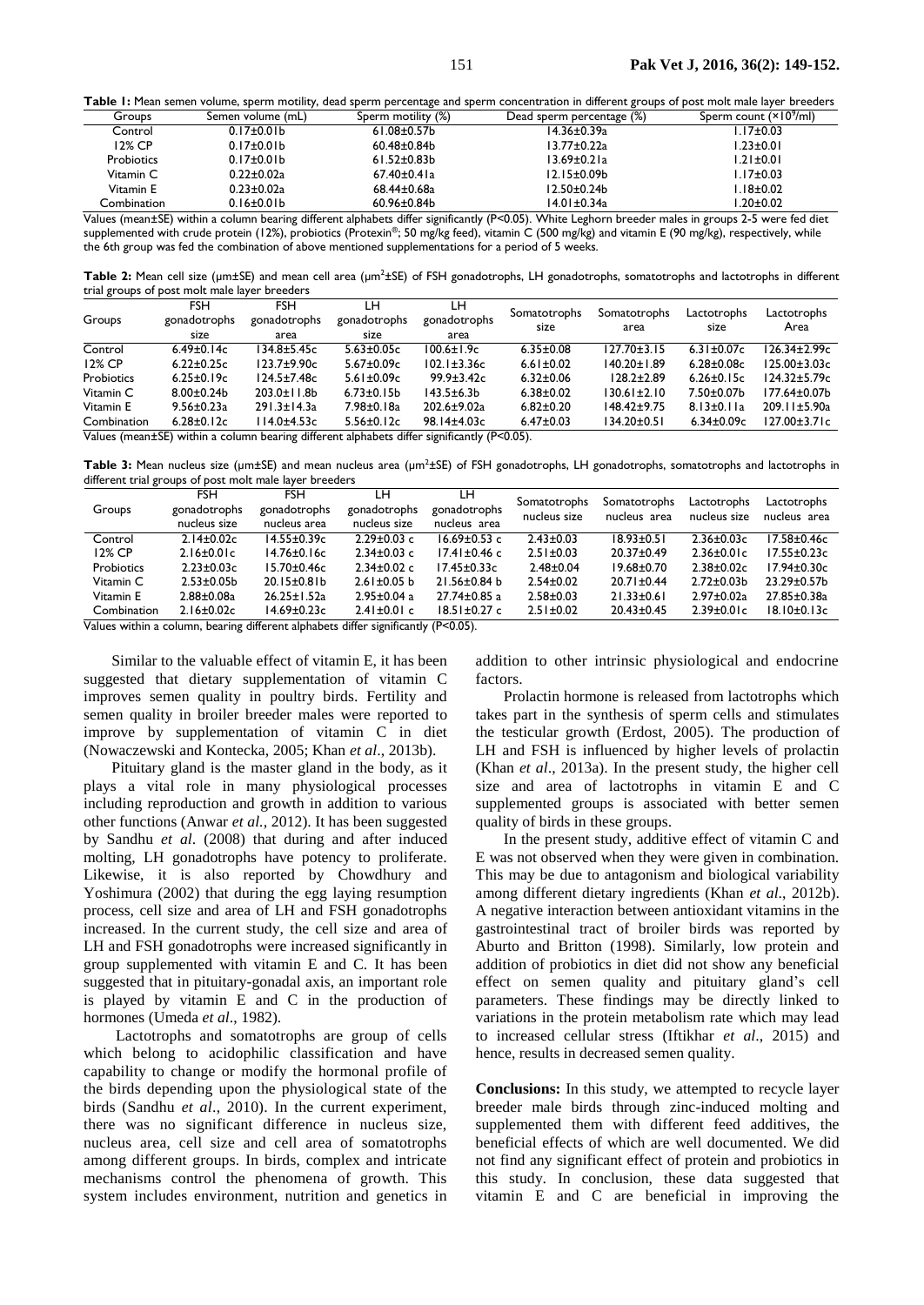**Table 1:** Mean semen volume, sperm motility, dead sperm percentage and sperm concentration in different groups of post molt male layer breeders

| Groups | Semen volume (mL) | Sperm motility (%) | Dead sperm percentage (%) | Sperm count ($\times10^9$/ml) |
|---|---|---|---|---|
| Control | 0.17±0.01b | 61.08±0.57b | 14.36±0.39a | 1.17±0.03 |
| 12% CP | 0.17±0.01b | 60.48±0.84b | 13.77±0.22a | 1.23±0.01 |
| Probiotics | 0.17±0.01b | 61.52±0.83b | 13.69±0.21a | 1.21±0.01 |
| Vitamin C | 0.22±0.02a | 67.40±0.41a | 12.15±0.09b | 1.17±0.03 |
| Vitamin E | 0.23±0.02a | 68.44±0.68a | 12.50±0.24b | 1.18±0.02 |
| Combination | 0.16±0.01b | 60.96±0.84b | 14.01±0.34a | 1.20±0.02 |

Values (mean±SE) within a column bearing different alphabets differ significantly (P<0.05). White Leghorn breeder males in groups 2-5 were fed diet supplemented with crude protein (12%), probiotics (Protexin®; 50 mg/kg feed), vitamin C (500 mg/kg) and vitamin E (90 mg/kg), respectively, while the 6th group was fed the combination of above mentioned supplementations for a period of 5 weeks.

**Table 2:** Mean cell size (μm±SE) and mean cell area (μm$^2$±SE) of FSH gonadotrophs, LH gonadotrophs, somatotrophs and lactotrophs in different trial groups of post molt male layer breeders

| Groups | FSH gonadotrophs size | FSH gonadotrophs area | LH gonadotrophs size | LH gonadotrophs area | Somatotrophs size | Somatotrophs area | Lactotrophs size | Lactotrophs Area |
|---|---|---|---|---|---|---|---|---|
| Control | 6.49±0.14c | 134.8±5.45c | 5.63±0.05c | 100.6±1.9c | 6.35±0.08 | 127.70±3.15 | 6.31±0.07c | 126.34±2.99c |
| 12% CP | 6.22±0.25c | 123.7±9.90c | 5.67±0.09c | 102.1±3.36c | 6.61±0.02 | 140.20±1.89 | 6.28±0.08c | 125.00±3.03c |
| Probiotics | 6.25±0.19c | 124.5±7.48c | 5.61±0.09c | 99.9±3.42c | 6.32±0.06 | 128.2±2.89 | 6.26±0.15c | 124.32±5.79c |
| Vitamin C | 8.00±0.24b | 203.0±11.8b | 6.73±0.15b | 143.5±6.3b | 6.38±0.02 | 130.61±2.10 | 7.50±0.07b | 177.64±0.07b |
| Vitamin E | 9.56±0.23a | 291.3±14.3a | 7.98±0.18a | 202.6±9.02a | 6.82±0.20 | 148.42±9.75 | 8.13±0.11a | 209.11±5.90a |
| Combination | 6.28±0.12c | 114.0±4.53c | 5.56±0.12c | 98.14±4.03c | 6.47±0.03 | 134.20±0.51 | 6.34±0.09c | 127.00±3.71c |

Values (mean±SE) within a column bearing different alphabets differ significantly (P<0.05).

**Table 3:** Mean nucleus size (μm±SE) and mean nucleus area (μm$^2$±SE) of FSH gonadotrophs, LH gonadotrophs, somatotrophs and lactotrophs in different trial groups of post molt male layer breeders

| Groups | FSH gonadotrophs nucleus size | FSH gonadotrophs nucleus area | LH gonadotrophs nucleus size | LH gonadotrophs nucleus area | Somatotrophs nucleus size | Somatotrophs nucleus area | Lactotrophs nucleus size | Lactotrophs nucleus area |
|---|---|---|---|---|---|---|---|---|
| Control | 2.14±0.02c | 14.55±0.39c | 2.29±0.03 c | 16.69±0.53 c | 2.43±0.03 | 18.93±0.51 | 2.36±0.03c | 17.58±0.46c |
| 12% CP | 2.16±0.01c | 14.76±0.16c | 2.34±0.03 c | 17.41±0.46 c | 2.51±0.03 | 20.37±0.49 | 2.36±0.01c | 17.55±0.23c |
| Probiotics | 2.23±0.03c | 15.70±0.46c | 2.34±0.02 c | 17.45±0.33c | 2.48±0.04 | 19.68±0.70 | 2.38±0.02c | 17.94±0.30c |
| Vitamin C | 2.53±0.05b | 20.15±0.81b | 2.61±0.05 b | 21.56±0.84 b | 2.54±0.02 | 20.71±0.44 | 2.72±0.03b | 23.29±0.57b |
| Vitamin E | 2.88±0.08a | 26.25±1.52a | 2.95±0.04 a | 27.74±0.85 a | 2.58±0.03 | 21.33±0.61 | 2.97±0.02a | 27.85±0.38a |
| Combination | 2.16±0.02c | 14.69±0.23c | 2.41±0.01 c | 18.51±0.27 c | 2.51±0.02 | 20.43±0.45 | 2.39±0.01c | 18.10±0.13c |

Values within a column, bearing different alphabets differ significantly (P<0.05).

Similar to the valuable effect of vitamin E, it has been suggested that dietary supplementation of vitamin C improves semen quality in poultry birds. Fertility and semen quality in broiler breeder males were reported to improve by supplementation of vitamin C in diet (Nowaczewski and Kontecka, 2005; Khan *et al*., 2013b).

Pituitary gland is the master gland in the body, as it plays a vital role in many physiological processes including reproduction and growth in addition to various other functions (Anwar *et al.,* 2012). It has been suggested by Sandhu *et al*. (2008) that during and after induced molting, LH gonadotrophs have potency to proliferate. Likewise, it is also reported by Chowdhury and Yoshimura (2002) that during the egg laying resumption process, cell size and area of LH and FSH gonadotrophs increased. In the current study, the cell size and area of LH and FSH gonadotrophs were increased significantly in group supplemented with vitamin E and C. It has been suggested that in pituitary-gonadal axis, an important role is played by vitamin E and C in the production of hormones (Umeda *et al*., 1982).

Lactotrophs and somatotrophs are group of cells which belong to acidophilic classification and have capability to change or modify the hormonal profile of the birds depending upon the physiological state of the birds (Sandhu *et al*., 2010). In the current experiment, there was no significant difference in nucleus size, nucleus area, cell size and cell area of somatotrophs among different groups. In birds, complex and intricate mechanisms control the phenomena of growth. This system includes environment, nutrition and genetics in addition to other intrinsic physiological and endocrine factors.

Prolactin hormone is released from lactotrophs which takes part in the synthesis of sperm cells and stimulates the testicular growth (Erdost, 2005). The production of LH and FSH is influenced by higher levels of prolactin (Khan *et al*., 2013a). In the present study, the higher cell size and area of lactotrophs in vitamin E and C supplemented groups is associated with better semen quality of birds in these groups.

In the present study, additive effect of vitamin C and E was not observed when they were given in combination. This may be due to antagonism and biological variability among different dietary ingredients (Khan *et al*., 2012b). A negative interaction between antioxidant vitamins in the gastrointestinal tract of broiler birds was reported by Aburto and Britton (1998). Similarly, low protein and addition of probiotics in diet did not show any beneficial effect on semen quality and pituitary gland's cell parameters. These findings may be directly linked to variations in the protein metabolism rate which may lead to increased cellular stress (Iftikhar *et al*., 2015) and hence, results in decreased semen quality.

**Conclusions:** In this study, we attempted to recycle layer breeder male birds through zinc-induced molting and supplemented them with different feed additives, the beneficial effects of which are well documented. We did not find any significant effect of protein and probiotics in this study. In conclusion, these data suggested that vitamin E and C are beneficial in improving the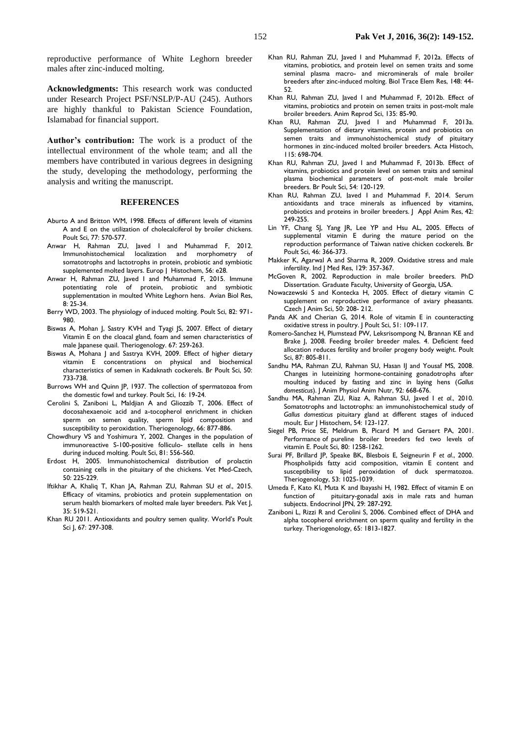reproductive performance of White Leghorn breeder males after zinc-induced molting.

**Acknowledgments:** This research work was conducted under Research Project PSF/NSLP/P-AU (245). Authors are highly thankful to Pakistan Science Foundation, Islamabad for financial support.

**Author's contribution:** The work is a product of the intellectual environment of the whole team; and all the members have contributed in various degrees in designing the study, developing the methodology, performing the analysis and writing the manuscript.

## REFERENCES

Aburto A and Britton WM, 1998. Effects of different levels of vitamins A and E on the utilization of cholecalciferol by broiler chickens. Poult Sci, 77: 570-577.

Anwar H, Rahman ZU, Javed I and Muhammad F, 2012. Immunohistochemical localization and morphometry of somatotrophs and lactotrophs in protein, probiotic and symbiotic supplemented molted layers. Europ J Histochem, 56: e28.

Anwar H, Rahman ZU, Javed I and Muhammad F, 2015. Immune potentiating role of protein, probiotic and symbiotic supplementation in moulted White Leghorn hens. Avian Biol Res, 8: 25-34.

Berry WD, 2003. The physiology of induced molting. Poult Sci, 82: 971-980.

Biswas A, Mohan J, Sastry KVH and Tyagi JS, 2007. Effect of dietary Vitamin E on the cloacal gland, foam and semen characteristics of male Japanese quail. Theriogenology. 67: 259-263.

Biswas A, Mohana J and Sastrya KVH, 2009. Effect of higher dietary vitamin E concentrations on physical and biochemical characteristics of semen in Kadaknath cockerels. Br Poult Sci, 50: 733-738.

Burrows WH and Quinn JP, 1937. The collection of spermatozoa from the domestic fowl and turkey. Poult Sci, 16: 19-24.

Cerolini S, Zaniboni L, Maldjian A and Gliozzib T, 2006. Effect of docosahexaenoic acid and a-tocopherol enrichment in chicken sperm on semen quality, sperm lipid composition and susceptibility to peroxidation. Theriogenology, 66: 877-886.

Chowdhury VS and Yoshimura Y, 2002. Changes in the population of immunoreactive S-100-positive folliculo- stellate cells in hens during induced molting. Poult Sci, 81: 556-560.

Erdost H, 2005. Immunohistochemical distribution of prolactin containing cells in the pituitary of the chickens. Vet Med-Czech, 50: 225-229.

Iftikhar A, Khaliq T, Khan JA, Rahman ZU, Rahman SU *et al*., 2015. Efficacy of vitamins, probiotics and protein supplementation on serum health biomarkers of molted male layer breeders. Pak Vet J, 35: 519-521.

Khan RU 2011. Antioxidants and poultry semen quality. World's Poult Sci J, 67: 297-308.

Khan RU, Rahman ZU, Javed I and Muhammad F, 2012a. Effects of vitamins, probiotics, and protein level on semen traits and some seminal plasma macro- and microminerals of male broiler breeders after zinc-induced molting. Biol Trace Elem Res, 148: 44-52.

Khan RU, Rahman ZU, Javed I and Muhammad F, 2012b. Effect of vitamins, probiotics and protein on semen traits in post-molt male broiler breeders. Anim Reprod Sci, 135: 85-90.

Khan RU, Rahman ZU, Javed I and Muhammad F, 2013a. Supplementation of dietary vitamins, protein and probiotics on semen traits and immunohistochemical study of pituitary hormones in zinc-induced molted broiler breeders. Acta Histoch, 115: 698-704.

Khan RU, Rahman ZU, Javed I and Muhammad F, 2013b. Effect of vitamins, probiotics and protein level on semen traits and seminal plasma biochemical parameters of post-molt male broiler breeders. Br Poult Sci, 54: 120-129.

Khan RU, Rahman ZU, Javed I and Muhammad F, 2014. Serum antioxidants and trace minerals as influenced by vitamins, probiotics and proteins in broiler breeders. J Appl Anim Res, 42: 249-255.

Lin YF, Chang SJ, Yang JR, Lee YP and Hsu AL, 2005. Effects of supplemental vitamin E during the mature period on the reproduction performance of Taiwan native chicken cockerels. Br Poult Sci, 46: 366-373.

Makker K, Agarwal A and Sharma R, 2009. Oxidative stress and male infertility. Ind J Med Res, 129: 357-367.

McGoven R, 2002. Reproduction in male broiler breeders. PhD Dissertation. Graduate Faculty, University of Georgia, USA.

Nowaczewski S and Kontecka H, 2005. Effect of dietary vitamin C supplement on reproductive performance of aviary pheasants. Czech J Anim Sci, 50: 208- 212.

Panda AK and Cherian G, 2014. Role of vitamin E in counteracting oxidative stress in poultry. J Poult Sci, 51: 109-117.

Romero-Sanchez H, Plumstead PW, Leksrisompong N, Brannan KE and Brake J, 2008. Feeding broiler breeder males. 4. Deficient feed allocation reduces fertility and broiler progeny body weight. Poult Sci, 87: 805-811.

Sandhu MA, Rahman ZU, Rahman SU, Hasan IJ and Yousaf MS, 2008. Changes in luteinizing hormone-containing gonadotrophs after moulting induced by fasting and zinc in laying hens (*Gallus domesticus*). J Anim Physiol Anim Nutr, 92: 668-676.

Sandhu MA, Rahman ZU, Riaz A, Rahman SU, Javed I *et al*., 2010. Somatotrophs and lactotrophs: an immunohistochemical study of *Gallus domesticus* pituitary gland at different stages of induced moult. Eur J Histochem, 54: 123-127.

Siegel PB, Price SE, Meldrum B, Picard M and Geraert PA, 2001. Performance of pureline broiler breeders fed two levels of vitamin E. Poult Sci, 80: 1258-1262.

Surai PF, Brillard JP, Speake BK, Blesbois E, Seigneurin F *et al*., 2000. Phospholipids fatty acid composition, vitamin E content and susceptibility to lipid peroxidation of duck spermatozoa. Theriogenology, 53: 1025-1039.

Umeda F, Kato KI, Muta K and Ibayashi H, 1982. Effect of vitamin E on function of pituitary-gonadal axis in male rats and human subjects. Endocrinol JPN, 29: 287-292.

Zaniboni L, Rizzi R and Cerolini S, 2006. Combined effect of DHA and alpha tocopherol enrichment on sperm quality and fertility in the turkey. Theriogenology, 65: 1813-1827.